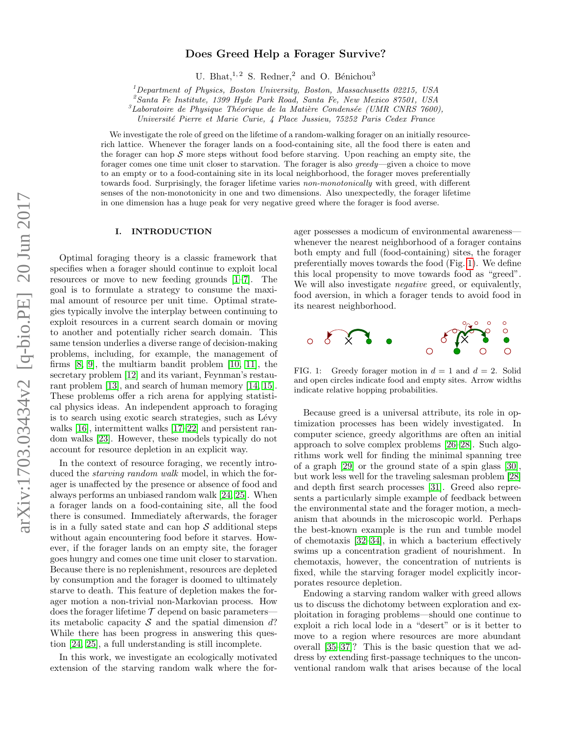# Does Greed Help a Forager Survive?

U. Bhat,[1,2] S. Redner,[2] and O. Bénichou[3]

[1]*Department of Physics, Boston University, Boston, Massachusetts 02215, USA*
[2]*Santa Fe Institute, 1399 Hyde Park Road, Santa Fe, New Mexico 87501, USA*
[3]*Laboratoire de Physique Théorique de la Matière Condensée (UMR CNRS 7600), Université Pierre et Marie Curie, 4 Place Jussieu, 75252 Paris Cedex France*

We investigate the role of greed on the lifetime of a random-walking forager on an initially resource-rich lattice. Whenever the forager lands on a food-containing site, all the food there is eaten and the forager can hop $\mathcal{S}$ more steps without food before starving. Upon reaching an empty site, the forager comes one time unit closer to starvation. The forager is also *greedy*—given a choice to move to an empty or to a food-containing site in its local neighborhood, the forager moves preferentially towards food. Surprisingly, the forager lifetime varies *non-monotonically* with greed, with different senses of the non-monotonicity in one and two dimensions. Also unexpectedly, the forager lifetime in one dimension has a huge peak for very negative greed where the forager is food averse.

## I. INTRODUCTION

Optimal foraging theory is a classic framework that specifies when a forager should continue to exploit local resources or move to new feeding grounds [1–7]. The goal is to formulate a strategy to consume the maximal amount of resource per unit time. Optimal strategies typically involve the interplay between continuing to exploit resources in a current search domain or moving to another and potentially richer search domain. This same tension underlies a diverse range of decision-making problems, including, for example, the management of firms [8, 9], the multiarm bandit problem [10, 11], the secretary problem [12] and its variant, Feynman's restaurant problem [13], and search of human memory [14, 15]. These problems offer a rich arena for applying statistical physics ideas. An independent approach to foraging is to search using exotic search strategies, such as Lévy walks [16], intermittent walks [17–22] and persistent random walks [23]. However, these models typically do not account for resource depletion in an explicit way.

In the context of resource foraging, we recently introduced the *starving random walk* model, in which the forager is unaffected by the presence or absence of food and always performs an unbiased random walk [24, 25]. When a forager lands on a food-containing site, all the food there is consumed. Immediately afterwards, the forager is in a fully sated state and can hop $\mathcal{S}$ additional steps without again encountering food before it starves. However, if the forager lands on an empty site, the forager goes hungry and comes one time unit closer to starvation. Because there is no replenishment, resources are depleted by consumption and the forager is doomed to ultimately starve to death. This feature of depletion makes the forager motion a non-trivial non-Markovian process. How does the forager lifetime $\mathcal{T}$ depend on basic parameters—its metabolic capacity $\mathcal{S}$ and the spatial dimension $d$? While there has been progress in answering this question [24, 25], a full understanding is still incomplete.

In this work, we investigate an ecologically motivated extension of the starving random walk where the forager possesses a modicum of environmental awareness—whenever the nearest neighborhood of a forager contains both empty and full (food-containing) sites, the forager preferentially moves towards the food (Fig. 1). We define this local propensity to move towards food as "greed". We will also investigate *negative* greed, or equivalently, food aversion, in which a forager tends to avoid food in its nearest neighborhood.

FIG. 1: Greedy forager motion in $d = 1$ and $d = 2$. Solid and open circles indicate food and empty sites. Arrow widths indicate relative hopping probabilities.

Because greed is a universal attribute, its role in optimization processes has been widely investigated. In computer science, greedy algorithms are often an initial approach to solve complex problems [26–28]. Such algorithms work well for finding the minimal spanning tree of a graph [29] or the ground state of a spin glass [30], but work less well for the traveling salesman problem [28] and depth first search processes [31]. Greed also represents a particularly simple example of feedback between the environmental state and the forager motion, a mechanism that abounds in the microscopic world. Perhaps the best-known example is the run and tumble model of chemotaxis [32–34], in which a bacterium effectively swims up a concentration gradient of nourishment. In chemotaxis, however, the concentration of nutrients is fixed, while the starving forager model explicitly incorporates resource depletion.

Endowing a starving random walker with greed allows us to discuss the dichotomy between exploration and exploitation in foraging problems—should one continue to exploit a rich local lode in a "desert" or is it better to move to a region where resources are more abundant overall [35–37]? This is the basic question that we address by extending first-passage techniques to the unconventional random walk that arises because of the local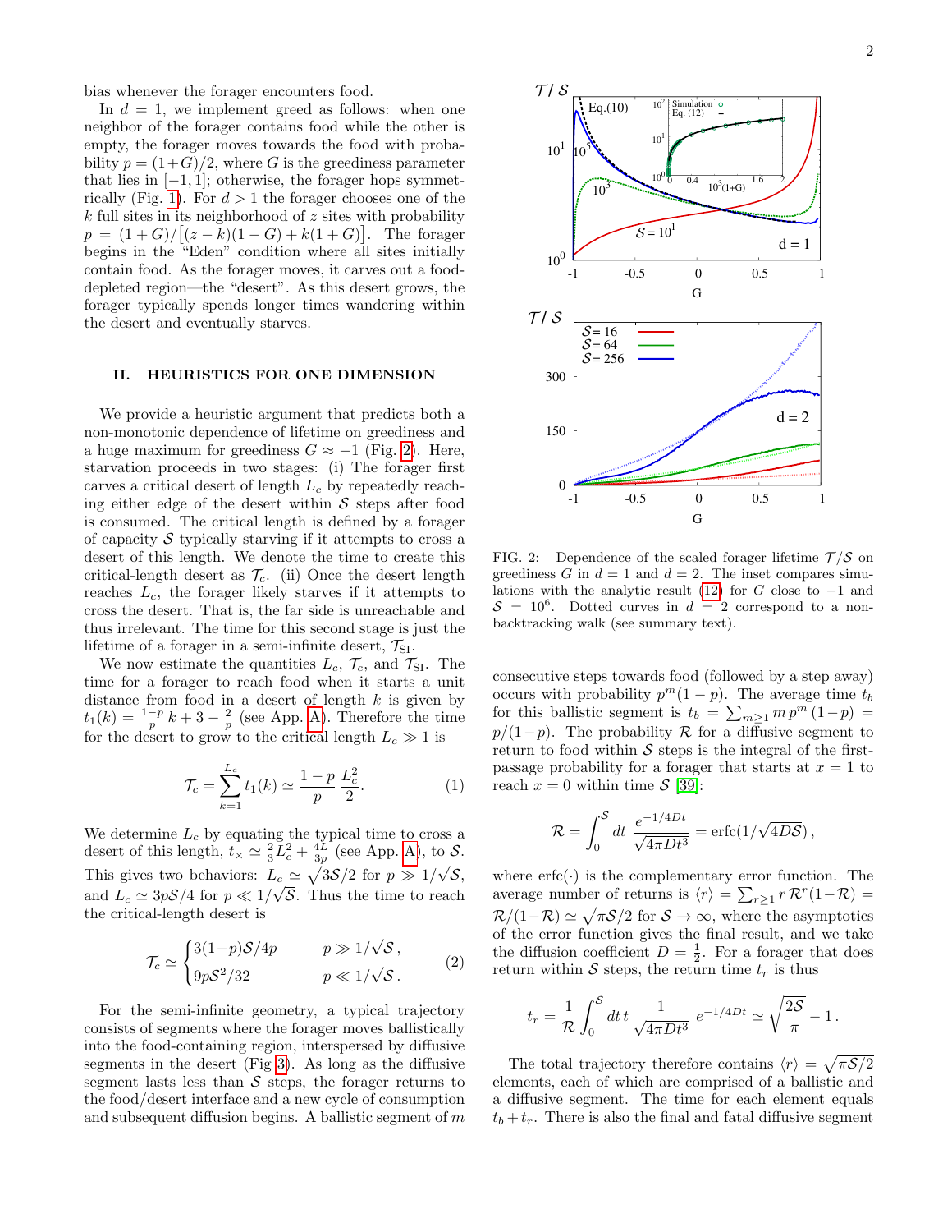bias whenever the forager encounters food.

In $d = 1$, we implement greed as follows: when one neighbor of the forager contains food while the other is empty, the forager moves towards the food with probability $p = (1+G)/2$, where $G$ is the greediness parameter that lies in $[-1, 1]$; otherwise, the forager hops symmetrically (Fig. 1). For $d > 1$ the forager chooses one of the $k$ full sites in its neighborhood of $z$ sites with probability $p = (1+G)/\big[(z-k)(1-G) + k(1+G)\big]$. The forager begins in the "Eden" condition where all sites initially contain food. As the forager moves, it carves out a food-depleted region—the "desert". As this desert grows, the forager typically spends longer times wandering within the desert and eventually starves.

## II. HEURISTICS FOR ONE DIMENSION

We provide a heuristic argument that predicts both a non-monotonic dependence of lifetime on greediness and a huge maximum for greediness $G \approx -1$ (Fig. 2). Here, starvation proceeds in two stages: (i) The forager first carves a critical desert of length $L_c$ by repeatedly reaching either edge of the desert within $\mathcal{S}$ steps after food is consumed. The critical length is defined by a forager of capacity $\mathcal{S}$ typically starving if it attempts to cross a desert of this length. We denote the time to create this critical-length desert as $\mathcal{T}_c$. (ii) Once the desert length reaches $L_c$, the forager likely starves if it attempts to cross the desert. That is, the far side is unreachable and thus irrelevant. The time for this second stage is just the lifetime of a forager in a semi-infinite desert, $\mathcal{T}_{\rm SI}$.

We now estimate the quantities $L_c$, $\mathcal{T}_c$, and $\mathcal{T}_{\rm SI}$. The time for a forager to reach food when it starts a unit distance from food in a desert of length $k$ is given by $t_1(k) = \frac{1-p}{p}\,k + 3 - \frac{2}{p}$ (see App. A). Therefore the time for the desert to grow to the critical length $L_c \gg 1$ is

$$\mathcal{T}_c = \sum_{k=1}^{L_c} t_1(k) \simeq \frac{1-p}{p}\,\frac{L_c^2}{2}. \tag{1}$$

We determine $L_c$ by equating the typical time to cross a desert of this length, $t_\times \simeq \frac{2}{3}L_c^2 + \frac{4L}{3p}$ (see App. A), to $\mathcal{S}$. This gives two behaviors: $L_c \simeq \sqrt{3\mathcal{S}/2}$ for $p \gg 1/\sqrt{\mathcal{S}}$, and $L_c \simeq 3p\mathcal{S}/4$ for $p \ll 1/\sqrt{\mathcal{S}}$. Thus the time to reach the critical-length desert is

$$\mathcal{T}_c \simeq \begin{cases} 3(1-p)\mathcal{S}/4p & p \gg 1/\sqrt{\mathcal{S}}\,, \\ 9p\mathcal{S}^2/32 & p \ll 1/\sqrt{\mathcal{S}}\,. \end{cases} \tag{2}$$

For the semi-infinite geometry, a typical trajectory consists of segments where the forager moves ballistically into the food-containing region, interspersed by diffusive segments in the desert (Fig 3). As long as the diffusive segment lasts less than $\mathcal{S}$ steps, the forager returns to the food/desert interface and a new cycle of consumption and subsequent diffusion begins. A ballistic segment of $m$ consecutive steps towards food (followed by a step away) occurs with probability $p^m(1-p)$. The average time $t_b$ for this ballistic segment is $t_b = \sum_{m\geq 1} m\,p^m\,(1-p) = p/(1-p)$. The probability $\mathcal{R}$ for a diffusive segment to return to food within $\mathcal{S}$ steps is the integral of the first-passage probability for a forager that starts at $x=1$ to reach $x=0$ within time $\mathcal{S}$ [39]:

$$\mathcal{R} = \int_0^{\mathcal{S}} dt\, \frac{e^{-1/4Dt}}{\sqrt{4\pi D t^3}} = \mathrm{erfc}(1/\sqrt{4D\mathcal{S}})\,,$$

where erfc$(\cdot)$ is the complementary error function. The average number of returns is $\langle r\rangle = \sum_{r\geq 1} r\,\mathcal{R}^r(1-\mathcal{R}) = \mathcal{R}/(1-\mathcal{R}) \simeq \sqrt{\pi\mathcal{S}/2}$ for $\mathcal{S}\to\infty$, where the asymptotics of the error function gives the final result, and we take the diffusion coefficient $D = \frac{1}{2}$. For a forager that does return within $\mathcal{S}$ steps, the return time $t_r$ is thus

$$t_r = \frac{1}{\mathcal{R}} \int_0^{\mathcal{S}} dt\, t\, \frac{1}{\sqrt{4\pi D t^3}}\, e^{-1/4Dt} \simeq \sqrt{\frac{2\mathcal{S}}{\pi}} - 1\,.$$

The total trajectory therefore contains $\langle r\rangle = \sqrt{\pi\mathcal{S}/2}$ elements, each of which are comprised of a ballistic and a diffusive segment. The time for each element equals $t_b + t_r$. There is also the final and fatal diffusive segment

FIG. 2: Dependence of the scaled forager lifetime $\mathcal{T}/\mathcal{S}$ on greediness $G$ in $d=1$ and $d=2$. The inset compares simulations with the analytic result (12) for $G$ close to $-1$ and $\mathcal{S} = 10^6$. Dotted curves in $d = 2$ correspond to a non-backtracking walk (see summary text).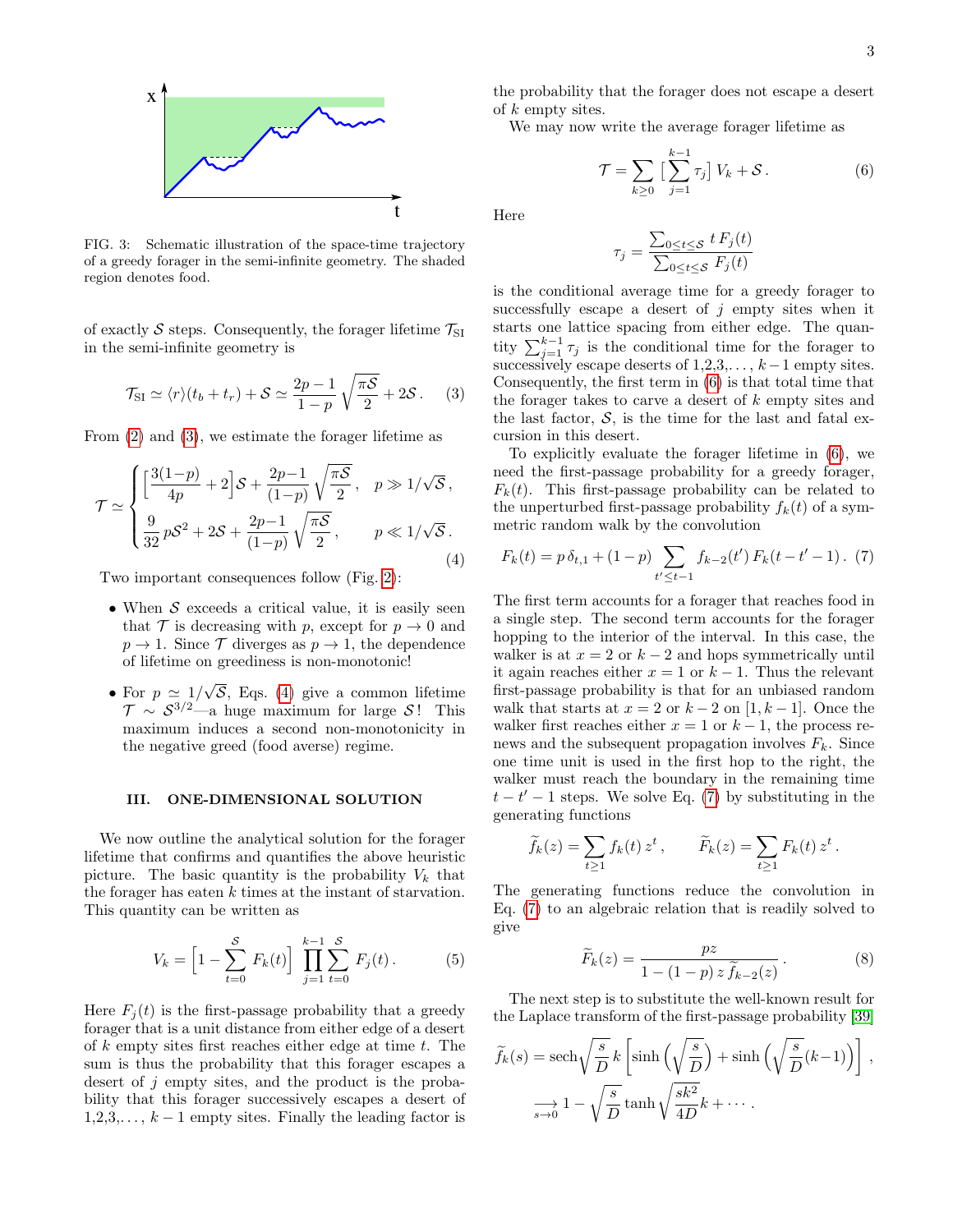FIG. 3: Schematic illustration of the space-time trajectory of a greedy forager in the semi-infinite geometry. The shaded region denotes food.

of exactly $\mathcal{S}$ steps. Consequently, the forager lifetime $\mathcal{T}_{\rm SI}$ in the semi-infinite geometry is

$$\mathcal{T}_{\rm SI} \simeq \langle r\rangle(t_b + t_r) + \mathcal{S} \simeq \frac{2p-1}{1-p}\sqrt{\frac{\pi\mathcal{S}}{2}} + 2\mathcal{S}\,. \qquad (3)$$

From (2) and (3), we estimate the forager lifetime as

$$\mathcal{T} \simeq \begin{cases} \Big[\dfrac{3(1-p)}{4p} + 2\Big]\mathcal{S} + \dfrac{2p-1}{(1-p)}\sqrt{\dfrac{\pi\mathcal{S}}{2}}\,, & p \gg 1/\sqrt{\mathcal{S}}\,, \\[2ex] \dfrac{9}{32}\,p\mathcal{S}^2 + 2\mathcal{S} + \dfrac{2p-1}{(1-p)}\sqrt{\dfrac{\pi\mathcal{S}}{2}}\,, & p \ll 1/\sqrt{\mathcal{S}}\,. \end{cases} \qquad (4)$$

Two important consequences follow (Fig. 2):

- When $\mathcal{S}$ exceeds a critical value, it is easily seen that $\mathcal{T}$ is decreasing with $p$, except for $p \to 0$ and $p \to 1$. Since $\mathcal{T}$ diverges as $p \to 1$, the dependence of lifetime on greediness is non-monotonic!
- For $p \simeq 1/\sqrt{\mathcal{S}}$, Eqs. (4) give a common lifetime $\mathcal{T} \sim \mathcal{S}^{3/2}$—a huge maximum for large $\mathcal{S}$! This maximum induces a second non-monotonicity in the negative greed (food averse) regime.

## III. ONE-DIMENSIONAL SOLUTION

We now outline the analytical solution for the forager lifetime that confirms and quantifies the above heuristic picture. The basic quantity is the probability $V_k$ that the forager has eaten $k$ times at the instant of starvation. This quantity can be written as

$$V_k = \Big[1 - \sum_{t=0}^{\mathcal{S}} F_k(t)\Big] \prod_{j=1}^{k-1}\sum_{t=0}^{\mathcal{S}} F_j(t)\,. \qquad (5)$$

Here $F_j(t)$ is the first-passage probability that a greedy forager that is a unit distance from either edge of a desert of $k$ empty sites first reaches either edge at time $t$. The sum is thus the probability that this forager escapes a desert of $j$ empty sites, and the product is the probability that this forager successively escapes a desert of $1,2,3,\ldots, k-1$ empty sites. Finally the leading factor is the probability that the forager does not escape a desert of $k$ empty sites.

We may now write the average forager lifetime as

$$\mathcal{T} = \sum_{k\geq 0}\Big[\sum_{j=1}^{k-1}\tau_j\Big]\,V_k + \mathcal{S}\,. \qquad (6)$$

Here

$$\tau_j = \frac{\sum_{0\leq t\leq \mathcal{S}}\, t\, F_j(t)}{\sum_{0\leq t\leq \mathcal{S}} F_j(t)}$$

is the conditional average time for a greedy forager to successfully escape a desert of $j$ empty sites when it starts one lattice spacing from either edge. The quantity $\sum_{j=1}^{k-1}\tau_j$ is the conditional time for the forager to successively escape deserts of $1,2,3,\ldots, k-1$ empty sites. Consequently, the first term in (6) is that total time that the forager takes to carve a desert of $k$ empty sites and the last factor, $\mathcal{S}$, is the time for the last and fatal excursion in this desert.

To explicitly evaluate the forager lifetime in (6), we need the first-passage probability for a greedy forager, $F_k(t)$. This first-passage probability can be related to the unperturbed first-passage probability $f_k(t)$ of a symmetric random walk by the convolution

$$F_k(t) = p\,\delta_{t,1} + (1-p)\sum_{t'\leq t-1} f_{k-2}(t')\,F_k(t-t'-1)\,. \qquad (7)$$

The first term accounts for a forager that reaches food in a single step. The second term accounts for the forager hopping to the interior of the interval. In this case, the walker is at $x=2$ or $k-2$ and hops symmetrically until it again reaches either $x=1$ or $k-1$. Thus the relevant first-passage probability is that for an unbiased random walk that starts at $x=2$ or $k-2$ on $[1, k-1]$. Once the walker first reaches either $x=1$ or $k-1$, the process renews and the subsequent propagation involves $F_k$. Since one time unit is used in the first hop to the right, the walker must reach the boundary in the remaining time $t-t'-1$ steps. We solve Eq. (7) by substituting in the generating functions

$$\widetilde{f}_k(z) = \sum_{t\geq 1} f_k(t)\,z^t\,, \qquad \widetilde{F}_k(z) = \sum_{t\geq 1} F_k(t)\,z^t\,.$$

The generating functions reduce the convolution in Eq. (7) to an algebraic relation that is readily solved to give

$$\widetilde{F}_k(z) = \frac{pz}{1-(1-p)\,z\,\widetilde{f}_{k-2}(z)}\,. \qquad (8)$$

The next step is to substitute the well-known result for the Laplace transform of the first-passage probability [39]

$$\begin{aligned}\widetilde{f}_k(s) &= \text{sech}\sqrt{\frac{s}{D}}\,k\,\Big[\sinh\Big(\sqrt{\frac{s}{D}}\Big) + \sinh\Big(\sqrt{\frac{s}{D}}(k-1)\Big)\Big]\,, \\ &\underset{s\to 0}{\longrightarrow} 1 - \sqrt{\frac{s}{D}}\tanh\sqrt{\frac{sk^2}{4D}}k + \cdots\,.\end{aligned}$$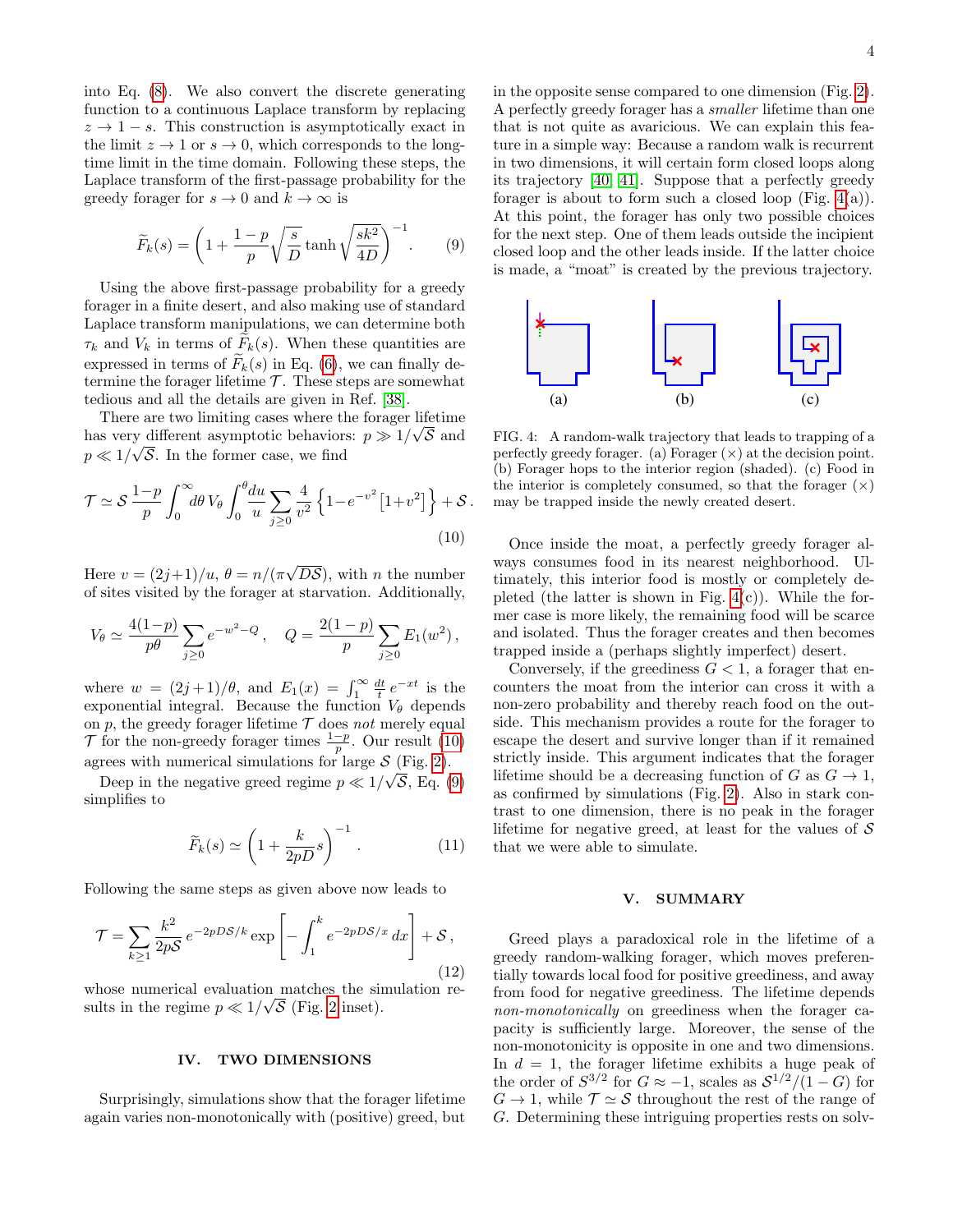into Eq. (8). We also convert the discrete generating function to a continuous Laplace transform by replacing $z \to 1-s$. This construction is asymptotically exact in the limit $z \to 1$ or $s \to 0$, which corresponds to the long-time limit in the time domain. Following these steps, the Laplace transform of the first-passage probability for the greedy forager for $s \to 0$ and $k \to \infty$ is

$$\widetilde{F}_k(s) = \left(1 + \frac{1-p}{p}\sqrt{\frac{s}{D}}\tanh\sqrt{\frac{sk^2}{4D}}\right)^{-1}. \tag{9}$$

Using the above first-passage probability for a greedy forager in a finite desert, and also making use of standard Laplace transform manipulations, we can determine both $\tau_k$ and $V_k$ in terms of $\widetilde{F}_k(s)$. When these quantities are expressed in terms of $\widetilde{F}_k(s)$ in Eq. (6), we can finally determine the forager lifetime $\mathcal{T}$. These steps are somewhat tedious and all the details are given in Ref. [38].

There are two limiting cases where the forager lifetime has very different asymptotic behaviors: $p \gg 1/\sqrt{\mathcal{S}}$ and $p \ll 1/\sqrt{\mathcal{S}}$. In the former case, we find

$$\mathcal{T} \simeq \mathcal{S}\,\frac{1-p}{p}\int_0^\infty d\theta\, V_\theta \int_0^\theta \frac{du}{u}\sum_{j\geq 0}\frac{4}{v^2}\left\{1 - e^{-v^2}\left[1+v^2\right]\right\} + \mathcal{S}\,. \tag{10}$$

Here $v = (2j+1)/u$, $\theta = n/(\pi\sqrt{D\mathcal{S}})$, with $n$ the number of sites visited by the forager at starvation. Additionally,

$$V_\theta \simeq \frac{4(1-p)}{p\theta}\sum_{j\geq 0} e^{-w^2 - Q}\,, \quad Q = \frac{2(1-p)}{p}\sum_{j\geq 0} E_1(w^2)\,,$$

where $w = (2j+1)/\theta$, and $E_1(x) = \int_1^\infty \frac{dt}{t}\, e^{-xt}$ is the exponential integral. Because the function $V_\theta$ depends on $p$, the greedy forager lifetime $\mathcal{T}$ does *not* merely equal $\mathcal{T}$ for the non-greedy forager times $\frac{1-p}{p}$. Our result (10) agrees with numerical simulations for large $\mathcal{S}$ (Fig. 2).

Deep in the negative greed regime $p \ll 1/\sqrt{\mathcal{S}}$, Eq. (9) simplifies to

$$\widetilde{F}_k(s) \simeq \left(1 + \frac{k}{2pD}s\right)^{-1}. \tag{11}$$

Following the same steps as given above now leads to

$$\mathcal{T} = \sum_{k\geq 1}\frac{k^2}{2p\mathcal{S}}\, e^{-2pD\mathcal{S}/k}\exp\left[-\int_1^k e^{-2pD\mathcal{S}/x}\,dx\right] + \mathcal{S}\,, \tag{12}$$

whose numerical evaluation matches the simulation results in the regime $p \ll 1/\sqrt{\mathcal{S}}$ (Fig. 2 inset).

## IV. TWO DIMENSIONS

Surprisingly, simulations show that the forager lifetime again varies non-monotonically with (positive) greed, but in the opposite sense compared to one dimension (Fig. 2). A perfectly greedy forager has a *smaller* lifetime than one that is not quite as avaricious. We can explain this feature in a simple way: Because a random walk is recurrent in two dimensions, it will certain form closed loops along its trajectory [40, 41]. Suppose that a perfectly greedy forager is about to form such a closed loop (Fig. 4(a)). At this point, the forager has only two possible choices for the next step. One of them leads outside the incipient closed loop and the other leads inside. If the latter choice is made, a "moat" is created by the previous trajectory.

FIG. 4: A random-walk trajectory that leads to trapping of a perfectly greedy forager. (a) Forager (×) at the decision point. (b) Forager hops to the interior region (shaded). (c) Food in the interior is completely consumed, so that the forager (×) may be trapped inside the newly created desert.

Once inside the moat, a perfectly greedy forager always consumes food in its nearest neighborhood. Ultimately, this interior food is mostly or completely depleted (the latter is shown in Fig. 4(c)). While the former case is more likely, the remaining food will be scarce and isolated. Thus the forager creates and then becomes trapped inside a (perhaps slightly imperfect) desert.

Conversely, if the greediness $G < 1$, a forager that encounters the moat from the interior can cross it with a non-zero probability and thereby reach food on the outside. This mechanism provides a route for the forager to escape the desert and survive longer than if it remained strictly inside. This argument indicates that the forager lifetime should be a decreasing function of $G$ as $G \to 1$, as confirmed by simulations (Fig. 2). Also in stark contrast to one dimension, there is no peak in the forager lifetime for negative greed, at least for the values of $\mathcal{S}$ that we were able to simulate.

## V. SUMMARY

Greed plays a paradoxical role in the lifetime of a greedy random-walking forager, which moves preferentially towards local food for positive greediness, and away from food for negative greediness. The lifetime depends *non-monotonically* on greediness when the forager capacity is sufficiently large. Moreover, the sense of the non-monotonicity is opposite in one and two dimensions. In $d = 1$, the forager lifetime exhibits a huge peak of the order of $S^{3/2}$ for $G \approx -1$, scales as $\mathcal{S}^{1/2}/(1-G)$ for $G \to 1$, while $\mathcal{T} \simeq \mathcal{S}$ throughout the rest of the range of $G$. Determining these intriguing properties rests on solv-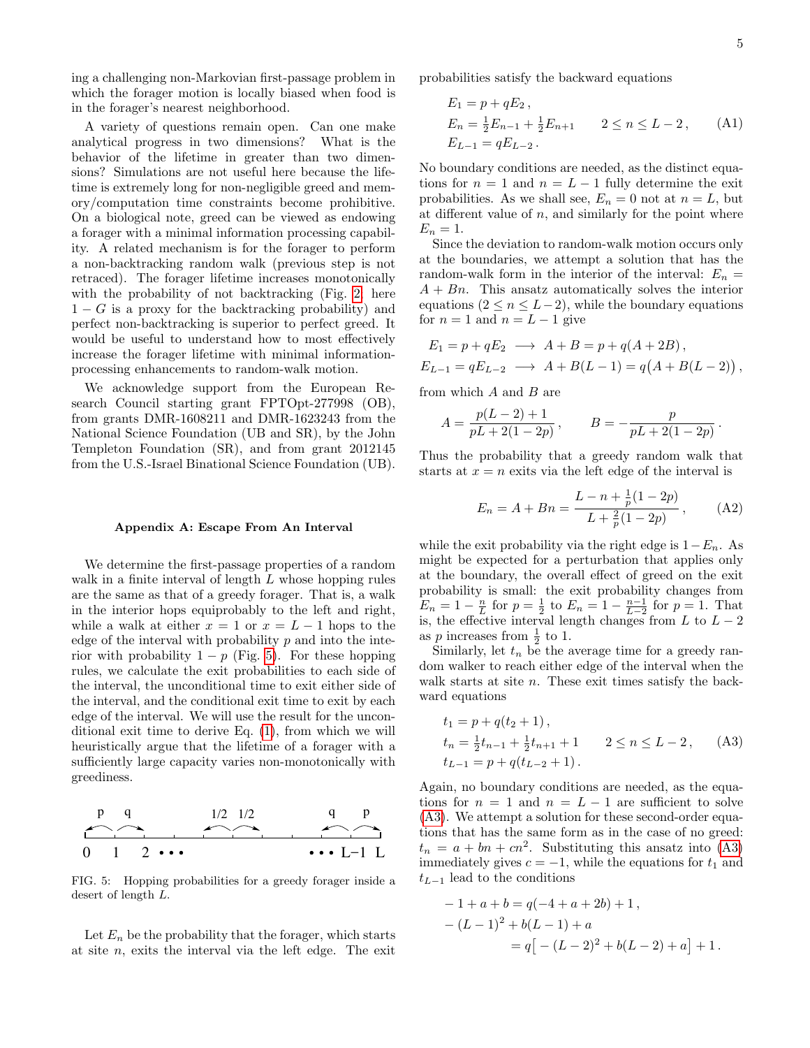ing a challenging non-Markovian first-passage problem in which the forager motion is locally biased when food is in the forager's nearest neighborhood.

A variety of questions remain open. Can one make analytical progress in two dimensions? What is the behavior of the lifetime in greater than two dimensions? Simulations are not useful here because the lifetime is extremely long for non-negligible greed and memory/computation time constraints become prohibitive. On a biological note, greed can be viewed as endowing a forager with a minimal information processing capability. A related mechanism is for the forager to perform a non-backtracking random walk (previous step is not retraced). The forager lifetime increases monotonically with the probability of not backtracking (Fig. 2; here $1-G$ is a proxy for the backtracking probability) and perfect non-backtracking is superior to perfect greed. It would be useful to understand how to most effectively increase the forager lifetime with minimal information-processing enhancements to random-walk motion.

We acknowledge support from the European Research Council starting grant FPTOpt-277998 (OB), from grants DMR-1608211 and DMR-1623243 from the National Science Foundation (UB and SR), by the John Templeton Foundation (SR), and from grant 2012145 from the U.S.-Israel Binational Science Foundation (UB).

### Appendix A: Escape From An Interval

We determine the first-passage properties of a random walk in a finite interval of length $L$ whose hopping rules are the same as that of a greedy forager. That is, a walk in the interior hops equiprobably to the left and right, while a walk at either $x=1$ or $x=L-1$ hops to the edge of the interval with probability $p$ and into the interior with probability $1-p$ (Fig. 5). For these hopping rules, we calculate the exit probabilities to each side of the interval, the unconditional time to exit either side of the interval, and the conditional exit time to exit by each edge of the interval. We will use the result for the unconditional exit time to derive Eq. (1), from which we will heuristically argue that the lifetime of a forager with a sufficiently large capacity varies non-monotonically with greediness.

FIG. 5: Hopping probabilities for a greedy forager inside a desert of length $L$.

Let $E_n$ be the probability that the forager, which starts at site $n$, exits the interval via the left edge. The exit probabilities satisfy the backward equations

$$
\begin{aligned}
&E_1 = p + qE_2\,,\\
&E_n = \tfrac{1}{2}E_{n-1} + \tfrac{1}{2}E_{n+1} \qquad 2\le n\le L-2\,,\\
&E_{L-1} = qE_{L-2}\,.
\end{aligned}
\tag{A1}
$$

No boundary conditions are needed, as the distinct equations for $n=1$ and $n=L-1$ fully determine the exit probabilities. As we shall see, $E_n=0$ not at $n=L$, but at different value of $n$, and similarly for the point where $E_n=1$.

Since the deviation to random-walk motion occurs only at the boundaries, we attempt a solution that has the random-walk form in the interior of the interval: $E_n = A+Bn$. This ansatz automatically solves the interior equations ($2\le n\le L-2$), while the boundary equations for $n=1$ and $n=L-1$ give

$$
\begin{aligned}
&E_1 = p+qE_2 \;\longrightarrow\; A+B = p+q(A+2B)\,,\\
&E_{L-1} = qE_{L-2} \;\longrightarrow\; A+B(L-1) = q\big(A+B(L-2)\big)\,,
\end{aligned}
$$

from which $A$ and $B$ are

$$
A=\frac{p(L-2)+1}{pL+2(1-2p)}\,,\qquad B=-\frac{p}{pL+2(1-2p)}\,.
$$

Thus the probability that a greedy random walk that starts at $x=n$ exits via the left edge of the interval is

$$
E_n = A+Bn = \frac{L-n+\frac{1}{p}(1-2p)}{L+\frac{2}{p}(1-2p)}\,,
\tag{A2}
$$

while the exit probability via the right edge is $1-E_n$. As might be expected for a perturbation that applies only at the boundary, the overall effect of greed on the exit probability is small: the exit probability changes from $E_n = 1-\frac{n}{L}$ for $p=\frac{1}{2}$ to $E_n = 1-\frac{n-1}{L-2}$ for $p=1$. That is, the effective interval length changes from $L$ to $L-2$ as $p$ increases from $\frac{1}{2}$ to 1.

Similarly, let $t_n$ be the average time for a greedy random walker to reach either edge of the interval when the walk starts at site $n$. These exit times satisfy the backward equations

$$
\begin{aligned}
&t_1 = p + q(t_2+1)\,,\\
&t_n = \tfrac{1}{2}t_{n-1} + \tfrac{1}{2}t_{n+1} + 1 \qquad 2\le n\le L-2\,,\\
&t_{L-1} = p + q(t_{L-2}+1)\,.
\end{aligned}
\tag{A3}
$$

Again, no boundary conditions are needed, as the equations for $n=1$ and $n=L-1$ are sufficient to solve (A3). We attempt a solution for these second-order equations that has the same form as in the case of no greed: $t_n = a+bn+cn^2$. Substituting this ansatz into (A3) immediately gives $c=-1$, while the equations for $t_1$ and $t_{L-1}$ lead to the conditions

$$
\begin{aligned}
&-1+a+b = q(-4+a+2b)+1\,,\\
&-(L-1)^2+b(L-1)+a\\
&\qquad\qquad = q\big[-(L-2)^2+b(L-2)+a\big]+1\,.
\end{aligned}
$$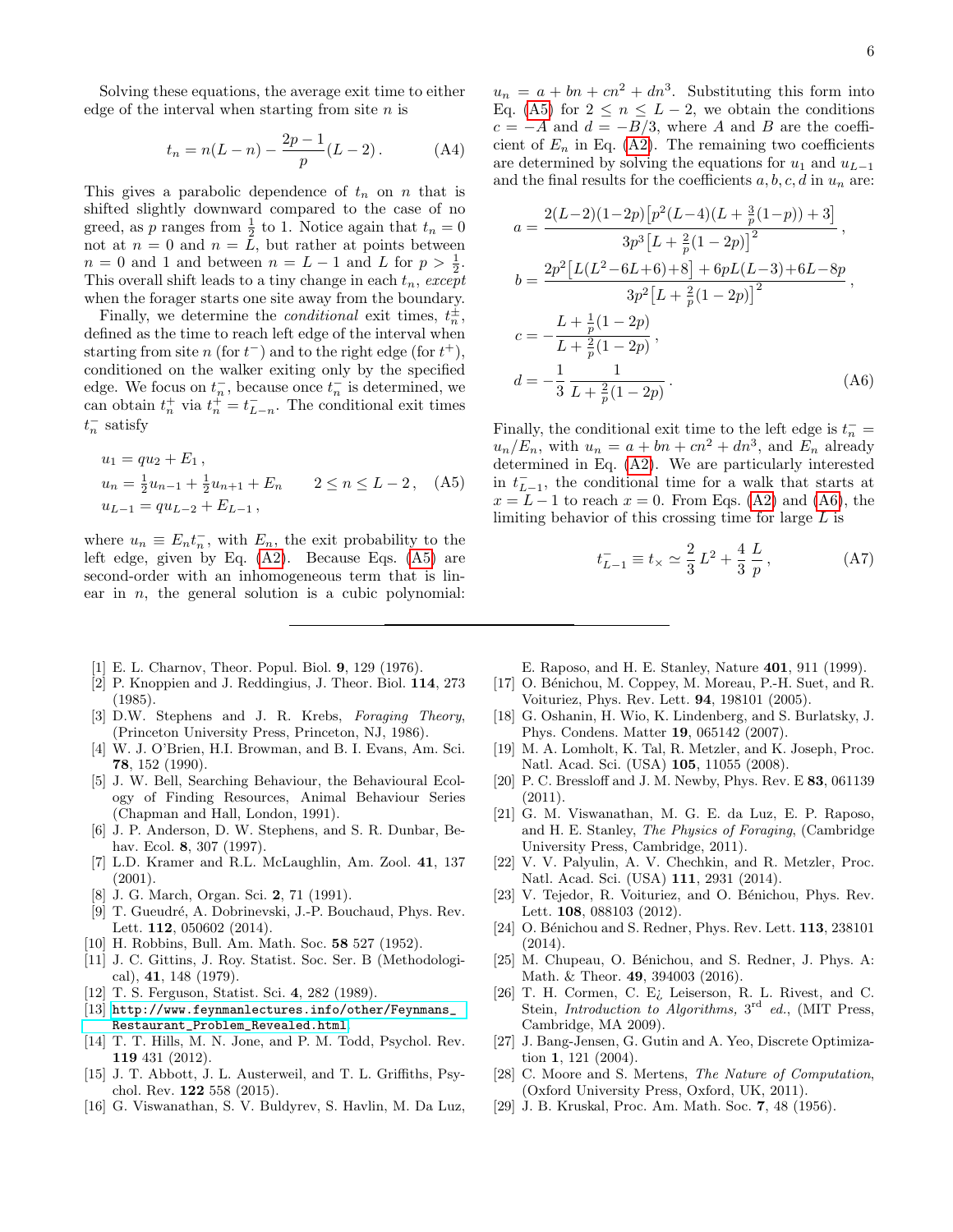Solving these equations, the average exit time to either edge of the interval when starting from site $n$ is

$$t_n = n(L-n) - \frac{2p-1}{p}(L-2)\,. \tag{A4}$$

This gives a parabolic dependence of $t_n$ on $n$ that is shifted slightly downward compared to the case of no greed, as $p$ ranges from $\frac{1}{2}$ to 1. Notice again that $t_n = 0$ not at $n = 0$ and $n = L$, but rather at points between $n = 0$ and 1 and between $n = L-1$ and $L$ for $p > \frac{1}{2}$. This overall shift leads to a tiny change in each $t_n$, *except* when the forager starts one site away from the boundary.

Finally, we determine the *conditional* exit times, $t_n^{\pm}$, defined as the time to reach left edge of the interval when starting from site $n$ (for $t^-$) and to the right edge (for $t^+$), conditioned on the walker exiting only by the specified edge. We focus on $t_n^-$, because once $t_n^-$ is determined, we can obtain $t_n^+$ via $t_n^+ = t_{L-n}^-$. The conditional exit times $t_n^-$ satisfy

$$\begin{aligned}
&u_1 = q u_2 + E_1\,,\\
&u_n = \tfrac{1}{2}u_{n-1} + \tfrac{1}{2}u_{n+1} + E_n \qquad 2 \le n \le L-2\,,\\
&u_{L-1} = q u_{L-2} + E_{L-1}\,,
\end{aligned} \tag{A5}$$

where $u_n \equiv E_n t_n^-$, with $E_n$, the exit probability to the left edge, given by Eq. (A2). Because Eqs. (A5) are second-order with an inhomogeneous term that is linear in $n$, the general solution is a cubic polynomial: $u_n = a + bn + cn^2 + dn^3$. Substituting this form into Eq. (A5) for $2 \le n \le L-2$, we obtain the conditions $c = -A$ and $d = -B/3$, where $A$ and $B$ are the coefficient of $E_n$ in Eq. (A2). The remaining two coefficients are determined by solving the equations for $u_1$ and $u_{L-1}$ and the final results for the coefficients $a, b, c, d$ in $u_n$ are:

$$\begin{aligned}
a &= \frac{2(L-2)(1-2p)\big[p^2(L-4)(L+\frac{3}{p}(1-p))+3\big]}{3p^3\big[L+\frac{2}{p}(1-2p)\big]^2}\,,\\
b &= \frac{2p^2\big[L(L^2-6L+6)+8\big]+6pL(L-3)+6L-8p}{3p^2\big[L+\frac{2}{p}(1-2p)\big]^2}\,,\\
c &= -\frac{L+\frac{1}{p}(1-2p)}{L+\frac{2}{p}(1-2p)}\,,\\
d &= -\frac{1}{3}\,\frac{1}{L+\frac{2}{p}(1-2p)}\,.
\end{aligned} \tag{A6}$$

Finally, the conditional exit time to the left edge is $t_n^- = u_n/E_n$, with $u_n = a + bn + cn^2 + dn^3$, and $E_n$ already determined in Eq. (A2). We are particularly interested in $t_{L-1}^-$, the conditional time for a walk that starts at $x = L-1$ to reach $x = 0$. From Eqs. (A2) and (A6), the limiting behavior of this crossing time for large $L$ is

$$t_{L-1}^- \equiv t_\times \simeq \frac{2}{3}\,L^2 + \frac{4}{3}\,\frac{L}{p}\,, \tag{A7}$$

---

[1] E. L. Charnov, Theor. Popul. Biol. **9**, 129 (1976).
[2] P. Knoppien and J. Reddingius, J. Theor. Biol. **114**, 273 (1985).
[3] D.W. Stephens and J. R. Krebs, *Foraging Theory*, (Princeton University Press, Princeton, NJ, 1986).
[4] W. J. O'Brien, H.I. Browman, and B. I. Evans, Am. Sci. **78**, 152 (1990).
[5] J. W. Bell, Searching Behaviour, the Behavioural Ecology of Finding Resources, Animal Behaviour Series (Chapman and Hall, London, 1991).
[6] J. P. Anderson, D. W. Stephens, and S. R. Dunbar, Behav. Ecol. **8**, 307 (1997).
[7] L.D. Kramer and R.L. McLaughlin, Am. Zool. **41**, 137 (2001).
[8] J. G. March, Organ. Sci. **2**, 71 (1991).
[9] T. Gueudré, A. Dobrinevski, J.-P. Bouchaud, Phys. Rev. Lett. **112**, 050602 (2014).
[10] H. Robbins, Bull. Am. Math. Soc. **58** 527 (1952).
[11] J. C. Gittins, J. Roy. Statist. Soc. Ser. B (Methodological), **41**, 148 (1979).
[12] T. S. Ferguson, Statist. Sci. **4**, 282 (1989).
[13] http://www.feynmanlectures.info/other/Feynmans_Restaurant_Problem_Revealed.html
[14] T. T. Hills, M. N. Jone, and P. M. Todd, Psychol. Rev. **119** 431 (2012).
[15] J. T. Abbott, J. L. Austerweil, and T. L. Griffiths, Psychol. Rev. **122** 558 (2015).
[16] G. Viswanathan, S. V. Buldyrev, S. Havlin, M. Da Luz, E. Raposo, and H. E. Stanley, Nature **401**, 911 (1999).
[17] O. Bénichou, M. Coppey, M. Moreau, P.-H. Suet, and R. Voituriez, Phys. Rev. Lett. **94**, 198101 (2005).
[18] G. Oshanin, H. Wio, K. Lindenberg, and S. Burlatsky, J. Phys. Condens. Matter **19**, 065142 (2007).
[19] M. A. Lomholt, K. Tal, R. Metzler, and K. Joseph, Proc. Natl. Acad. Sci. (USA) **105**, 11055 (2008).
[20] P. C. Bressloff and J. M. Newby, Phys. Rev. E **83**, 061139 (2011).
[21] G. M. Viswanathan, M. G. E. da Luz, E. P. Raposo, and H. E. Stanley, *The Physics of Foraging*, (Cambridge University Press, Cambridge, 2011).
[22] V. V. Palyulin, A. V. Chechkin, and R. Metzler, Proc. Natl. Acad. Sci. (USA) **111**, 2931 (2014).
[23] V. Tejedor, R. Voituriez, and O. Bénichou, Phys. Rev. Lett. **108**, 088103 (2012).
[24] O. Bénichou and S. Redner, Phys. Rev. Lett. **113**, 238101 (2014).
[25] M. Chupeau, O. Bénichou, and S. Redner, J. Phys. A: Math. & Theor. **49**, 394003 (2016).
[26] T. H. Cormen, C. E¿ Leiserson, R. L. Rivest, and C. Stein, *Introduction to Algorithms,* 3rd *ed.*, (MIT Press, Cambridge, MA 2009).
[27] J. Bang-Jensen, G. Gutin and A. Yeo, Discrete Optimization **1**, 121 (2004).
[28] C. Moore and S. Mertens, *The Nature of Computation*, (Oxford University Press, Oxford, UK, 2011).
[29] J. B. Kruskal, Proc. Am. Math. Soc. **7**, 48 (1956).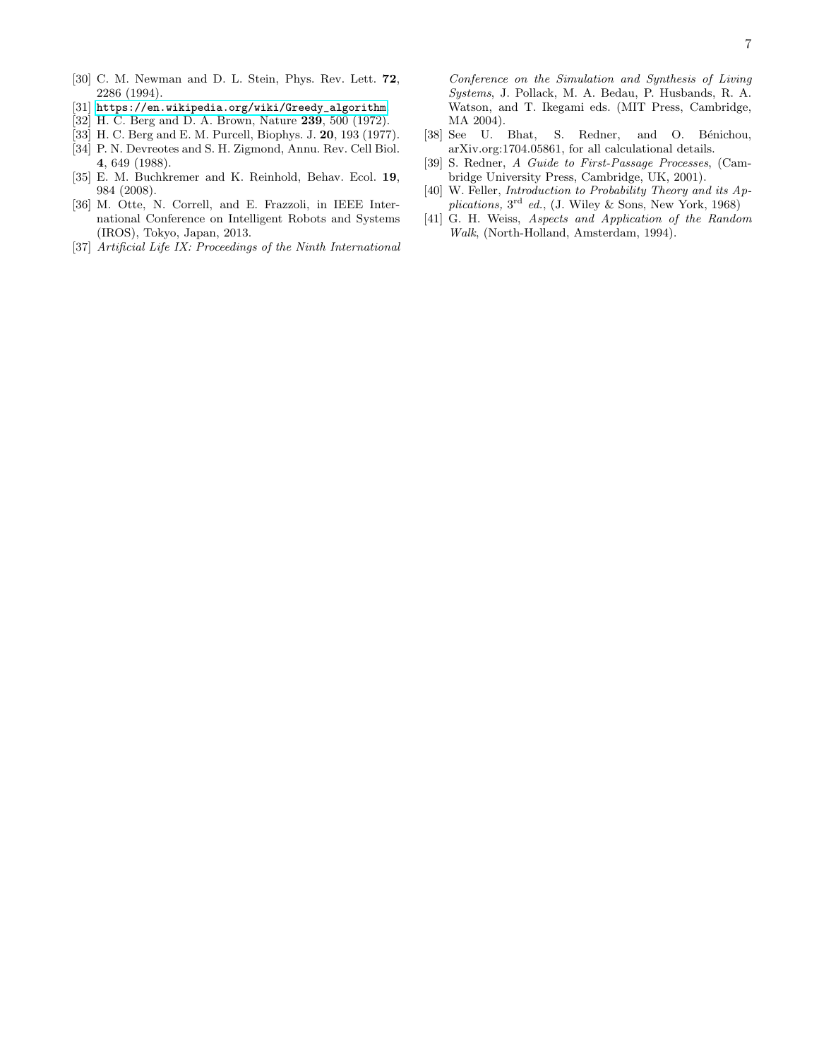[30] C. M. Newman and D. L. Stein, Phys. Rev. Lett. **72**, 2286 (1994).

[31] https://en.wikipedia.org/wiki/Greedy_algorithm

[32] H. C. Berg and D. A. Brown, Nature **239**, 500 (1972).

[33] H. C. Berg and E. M. Purcell, Biophys. J. **20**, 193 (1977).

[34] P. N. Devreotes and S. H. Zigmond, Annu. Rev. Cell Biol. **4**, 649 (1988).

[35] E. M. Buchkremer and K. Reinhold, Behav. Ecol. **19**, 984 (2008).

[36] M. Otte, N. Correll, and E. Frazzoli, in IEEE International Conference on Intelligent Robots and Systems (IROS), Tokyo, Japan, 2013.

[37] *Artificial Life IX: Proceedings of the Ninth International Conference on the Simulation and Synthesis of Living Systems*, J. Pollack, M. A. Bedau, P. Husbands, R. A. Watson, and T. Ikegami eds. (MIT Press, Cambridge, MA 2004).

[38] See U. Bhat, S. Redner, and O. Bénichou, arXiv.org:1704.05861, for all calculational details.

[39] S. Redner, *A Guide to First-Passage Processes*, (Cambridge University Press, Cambridge, UK, 2001).

[40] W. Feller, *Introduction to Probability Theory and its Applications,* 3rd *ed.*, (J. Wiley & Sons, New York, 1968)

[41] G. H. Weiss, *Aspects and Application of the Random Walk*, (North-Holland, Amsterdam, 1994).